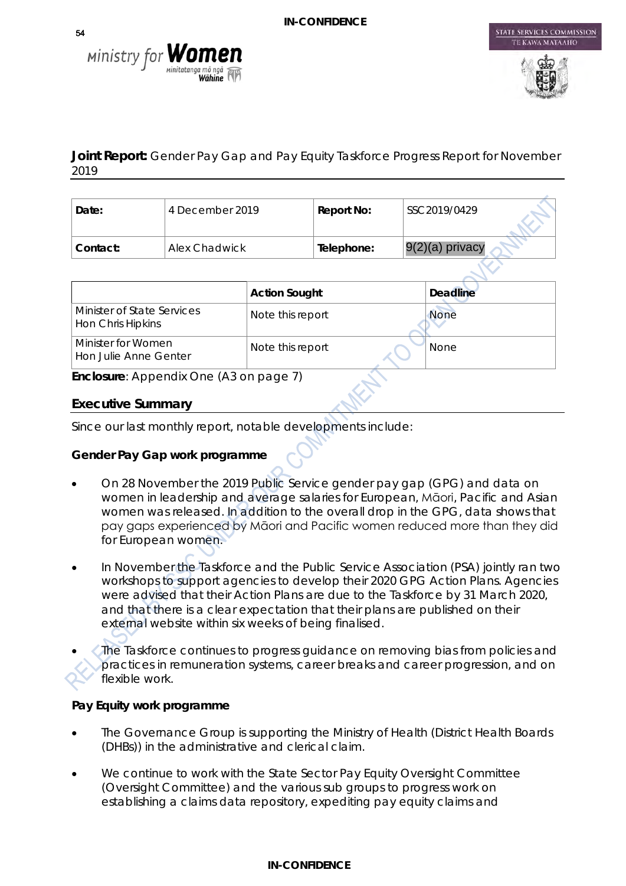**IN-CONFIDENCE**

**Joint Report:** Gender Pay Gap and Pay Equity Taskforce Progress Report for November 2019

| **Date:** | 4 December 2019 | **Report No:** | SSC 2019/0429 |
|---|---|---|---|
| **Contact:** | Alex Chadwick | **Telephone:** | 9(2)(a) privacy |

| | **Action Sought** | **Deadline** |
|---|---|---|
| Minister of State Services<br>Hon Chris Hipkins | Note this report | None |
| Minister for Women<br>Hon Julie Anne Genter | Note this report | None |

**Enclosure**: Appendix One (A3 on page 7)

## Executive Summary

Since our last monthly report, notable developments include:

**Gender Pay Gap work programme**

- On 28 November the 2019 Public Service gender pay gap (GPG) and data on women in leadership and average salaries for European, Māori, Pacific and Asian women was released. In addition to the overall drop in the GPG, data shows that pay gaps experienced by Māori and Pacific women reduced more than they did for European women.
- In November the Taskforce and the Public Service Association (PSA) jointly ran two workshops to support agencies to develop their 2020 GPG Action Plans. Agencies were advised that their Action Plans are due to the Taskforce by 31 March 2020, and that there is a clear expectation that their plans are published on their external website within six weeks of being finalised.
- The Taskforce continues to progress guidance on removing bias from policies and practices in remuneration systems, career breaks and career progression, and on flexible work.

**Pay Equity work programme**

- The Governance Group is supporting the Ministry of Health (District Health Boards (DHBs)) in the administrative and clerical claim.
- We continue to work with the State Sector Pay Equity Oversight Committee (Oversight Committee) and the various sub groups to progress work on establishing a claims data repository, expediting pay equity claims and

**IN-CONFIDENCE**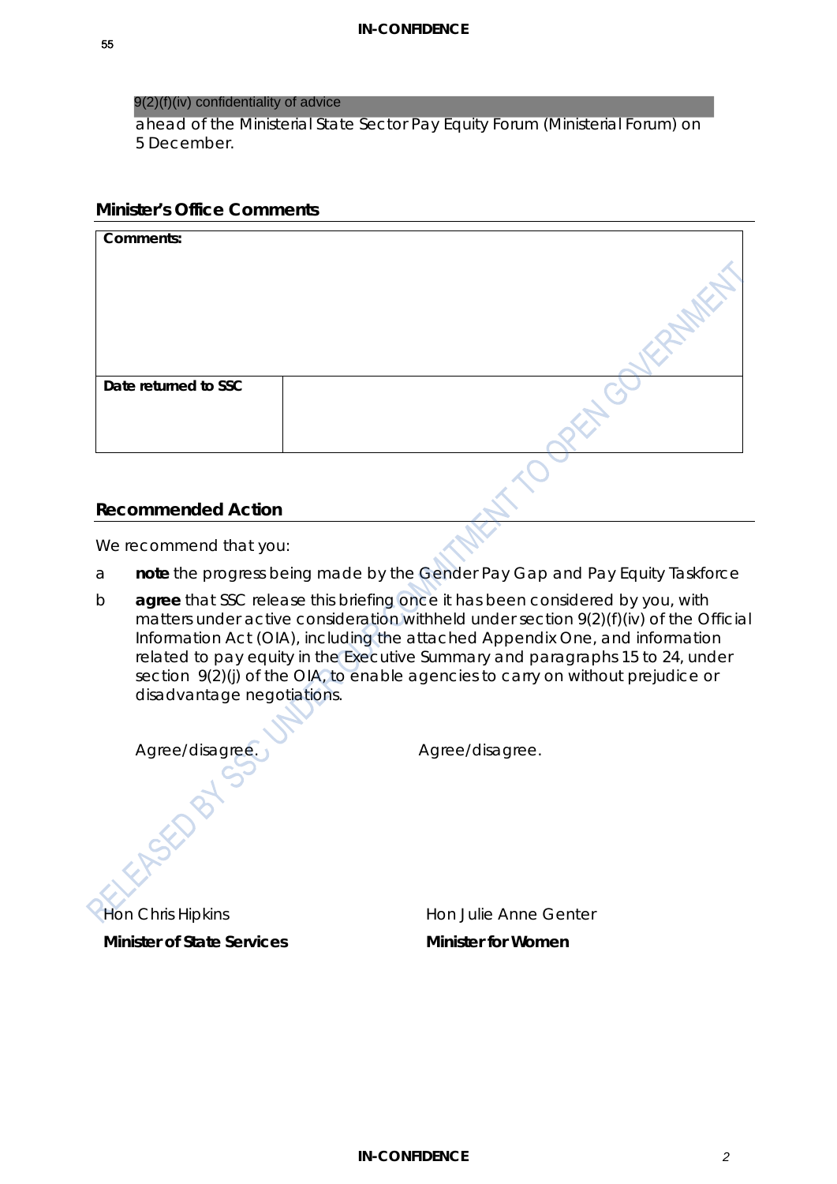9(2)(f)(iv) confidentiality of advice

ahead of the Ministerial State Sector Pay Equity Forum (Ministerial Forum) on 5 December.

## Minister's Office Comments

| Comments: | |
|---|---|
| | |
| Date returned to SSC | |

## Recommended Action

We recommend that you:

a **note** the progress being made by the Gender Pay Gap and Pay Equity Taskforce

b **agree** that SSC release this briefing once it has been considered by you, with matters under active consideration withheld under section 9(2)(f)(iv) of the Official Information Act (OIA), including the attached Appendix One, and information related to pay equity in the Executive Summary and paragraphs 15 to 24, under section 9(2)(j) of the OIA, to enable agencies to carry on without prejudice or disadvantage negotiations.

Agree/disagree. Agree/disagree.

Hon Chris Hipkins
**Minister of State Services**

Hon Julie Anne Genter
**Minister for Women**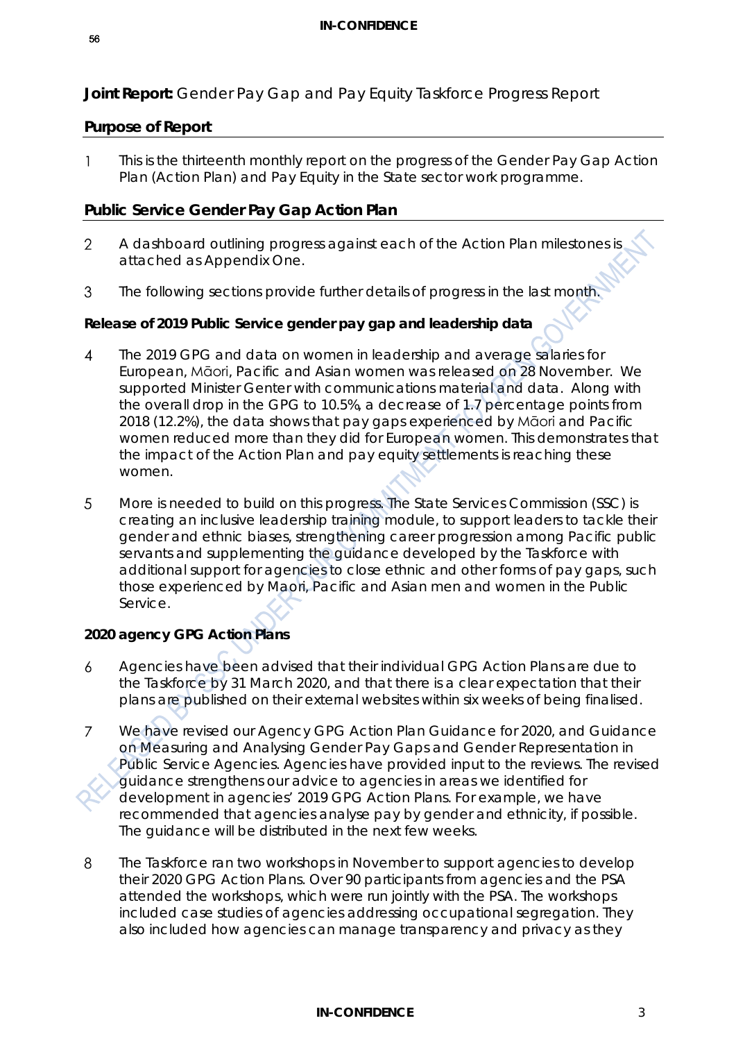**Joint Report:** Gender Pay Gap and Pay Equity Taskforce Progress Report

## Purpose of Report

1. This is the thirteenth monthly report on the progress of the Gender Pay Gap Action Plan (Action Plan) and Pay Equity in the State sector work programme.

## Public Service Gender Pay Gap Action Plan

2. A dashboard outlining progress against each of the Action Plan milestones is attached as Appendix One.

3. The following sections provide further details of progress in the last month.

### Release of 2019 Public Service gender pay gap and leadership data

4. The 2019 GPG and data on women in leadership and average salaries for European, Māori, Pacific and Asian women was released on 28 November. We supported Minister Genter with communications material and data. Along with the overall drop in the GPG to 10.5%, a decrease of 1.7 percentage points from 2018 (12.2%), the data shows that pay gaps experienced by Māori and Pacific women reduced more than they did for European women. This demonstrates that the impact of the Action Plan and pay equity settlements is reaching these women.

5. More is needed to build on this progress. The State Services Commission (SSC) is creating an inclusive leadership training module, to support leaders to tackle their gender and ethnic biases, strengthening career progression among Pacific public servants and supplementing the guidance developed by the Taskforce with additional support for agencies to close ethnic and other forms of pay gaps, such those experienced by Maori, Pacific and Asian men and women in the Public Service.

### 2020 agency GPG Action Plans

6. Agencies have been advised that their individual GPG Action Plans are due to the Taskforce by 31 March 2020, and that there is a clear expectation that their plans are published on their external websites within six weeks of being finalised.

7. We have revised our Agency GPG Action Plan Guidance for 2020, and Guidance on Measuring and Analysing Gender Pay Gaps and Gender Representation in Public Service Agencies. Agencies have provided input to the reviews. The revised guidance strengthens our advice to agencies in areas we identified for development in agencies' 2019 GPG Action Plans. For example, we have recommended that agencies analyse pay by gender and ethnicity, if possible. The guidance will be distributed in the next few weeks.

8. The Taskforce ran two workshops in November to support agencies to develop their 2020 GPG Action Plans. Over 90 participants from agencies and the PSA attended the workshops, which were run jointly with the PSA. The workshops included case studies of agencies addressing occupational segregation. They also included how agencies can manage transparency and privacy as they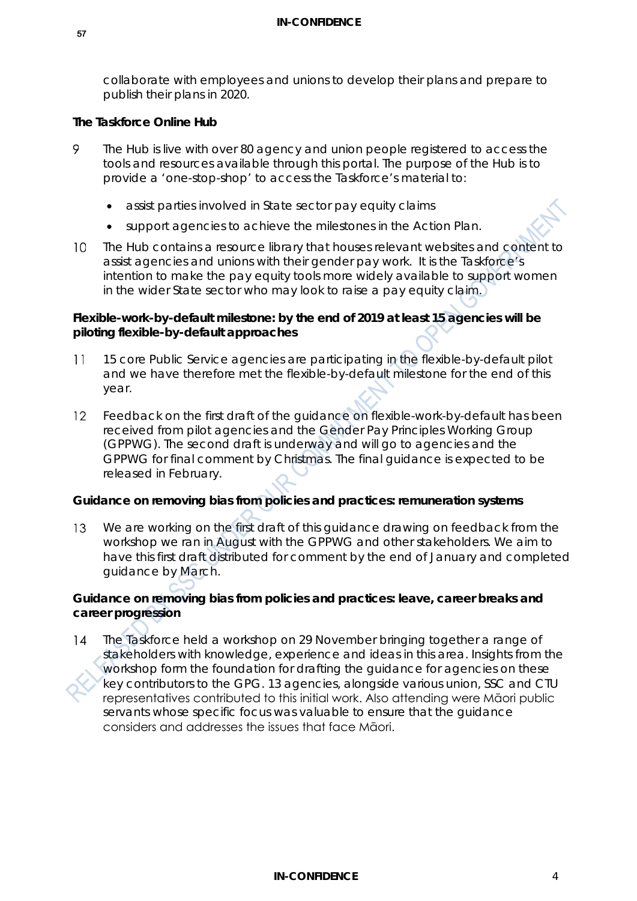collaborate with employees and unions to develop their plans and prepare to publish their plans in 2020.

**The Taskforce Online Hub**

9 The Hub is live with over 80 agency and union people registered to access the tools and resources available through this portal. The purpose of the Hub is to provide a 'one-stop-shop' to access the Taskforce's material to:

- assist parties involved in State sector pay equity claims
- support agencies to achieve the milestones in the Action Plan.

10 The Hub contains a resource library that houses relevant websites and content to assist agencies and unions with their gender pay work. It is the Taskforce's intention to make the pay equity tools more widely available to support women in the wider State sector who may look to raise a pay equity claim.

**Flexible-work-by-default milestone: by the end of 2019 at least 15 agencies will be piloting flexible-by-default approaches**

11 15 core Public Service agencies are participating in the flexible-by-default pilot and we have therefore met the flexible-by-default milestone for the end of this year.

12 Feedback on the first draft of the guidance on flexible-work-by-default has been received from pilot agencies and the Gender Pay Principles Working Group (GPPWG). The second draft is underway and will go to agencies and the GPPWG for final comment by Christmas. The final guidance is expected to be released in February.

**Guidance on removing bias from policies and practices: remuneration systems**

13 We are working on the first draft of this guidance drawing on feedback from the workshop we ran in August with the GPPWG and other stakeholders. We aim to have this first draft distributed for comment by the end of January and completed guidance by March.

**Guidance on removing bias from policies and practices: leave, career breaks and career progression**

14 The Taskforce held a workshop on 29 November bringing together a range of stakeholders with knowledge, experience and ideas in this area. Insights from the workshop form the foundation for drafting the guidance for agencies on these key contributors to the GPG. 13 agencies, alongside various union, SSC and CTU representatives contributed to this initial work. Also attending were Māori public servants whose specific focus was valuable to ensure that the guidance considers and addresses the issues that face Māori.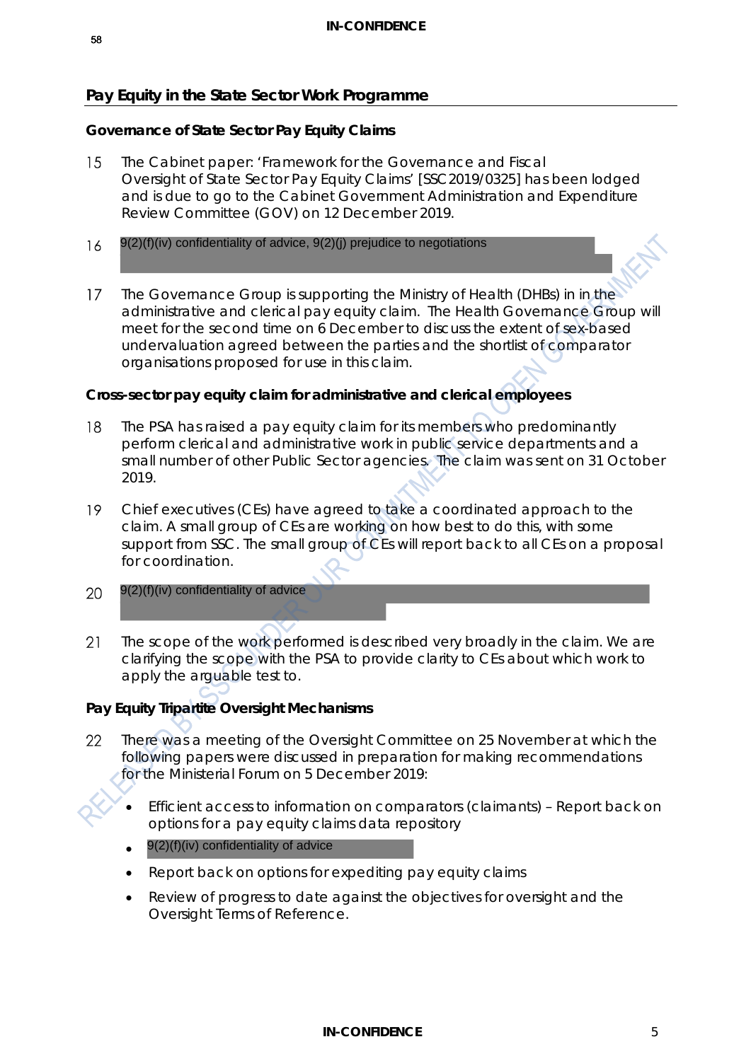## Pay Equity in the State Sector Work Programme

### Governance of State Sector Pay Equity Claims

15 The Cabinet paper: 'Framework for the Governance and Fiscal Oversight of State Sector Pay Equity Claims' [SSC2019/0325] has been lodged and is due to go to the Cabinet Government Administration and Expenditure Review Committee (GOV) on 12 December 2019.

16 9(2)(f)(iv) confidentiality of advice, 9(2)(j) prejudice to negotiations

17 The Governance Group is supporting the Ministry of Health (DHBs) in in the administrative and clerical pay equity claim. The Health Governance Group will meet for the second time on 6 December to discuss the extent of sex-based undervaluation agreed between the parties and the shortlist of comparator organisations proposed for use in this claim.

### Cross-sector pay equity claim for administrative and clerical employees

18 The PSA has raised a pay equity claim for its members who predominantly perform clerical and administrative work in public service departments and a small number of other Public Sector agencies. The claim was sent on 31 October 2019.

19 Chief executives (CEs) have agreed to take a coordinated approach to the claim. A small group of CEs are working on how best to do this, with some support from SSC. The small group of CEs will report back to all CEs on a proposal for coordination.

20 9(2)(f)(iv) confidentiality of advice

21 The scope of the work performed is described very broadly in the claim. We are clarifying the scope with the PSA to provide clarity to CEs about which work to apply the arguable test to.

### Pay Equity Tripartite Oversight Mechanisms

22 There was a meeting of the Oversight Committee on 25 November at which the following papers were discussed in preparation for making recommendations for the Ministerial Forum on 5 December 2019:

- Efficient access to information on comparators (claimants) – Report back on options for a pay equity claims data repository
- 9(2)(f)(iv) confidentiality of advice
- Report back on options for expediting pay equity claims
- Review of progress to date against the objectives for oversight and the Oversight Terms of Reference.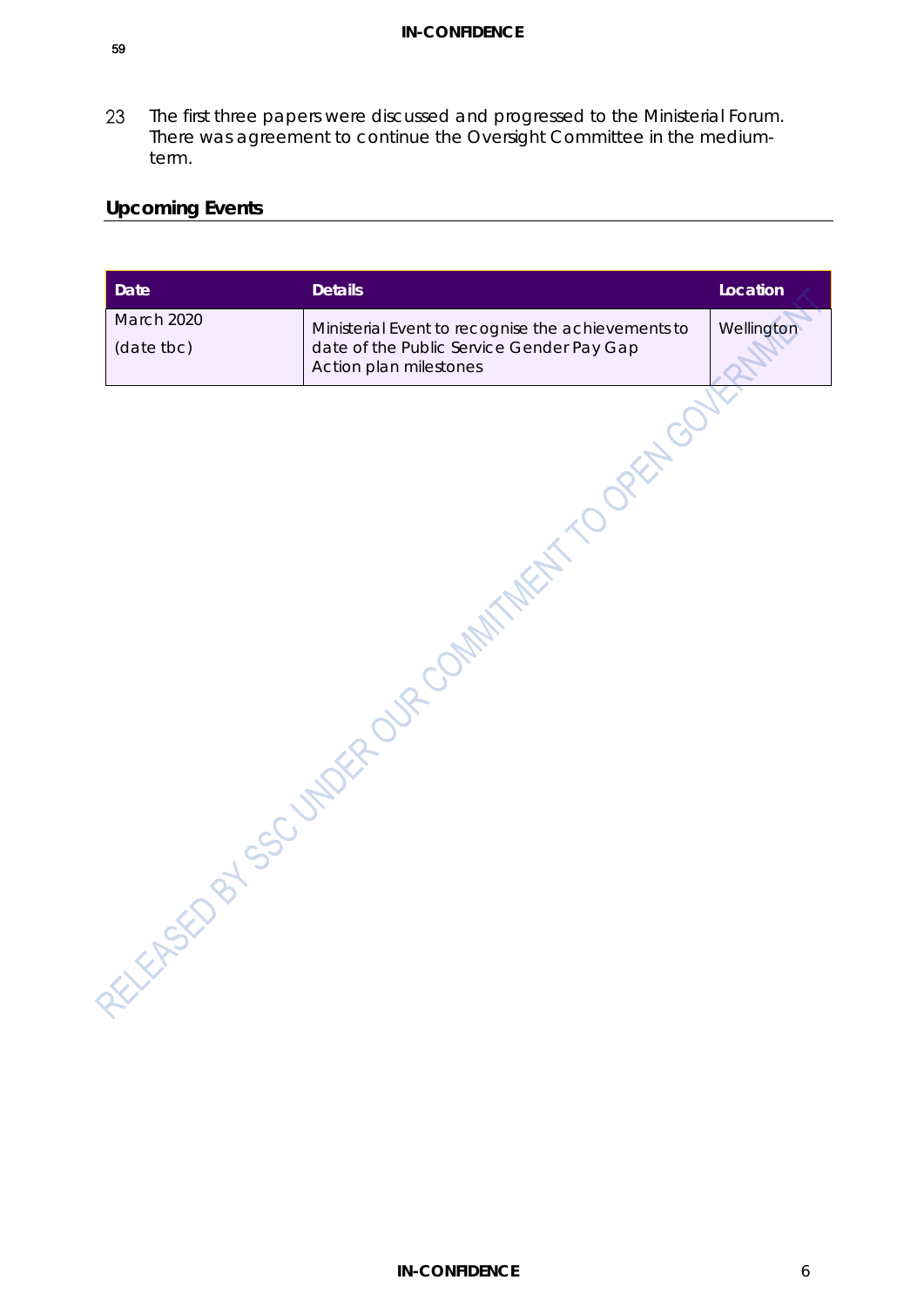23 The first three papers were discussed and progressed to the Ministerial Forum. There was agreement to continue the Oversight Committee in the medium-term.

## Upcoming Events

| Date | Details | Location |
|---|---|---|
| March 2020 (date tbc) | Ministerial Event to recognise the achievements to date of the Public Service Gender Pay Gap Action plan milestones | Wellington |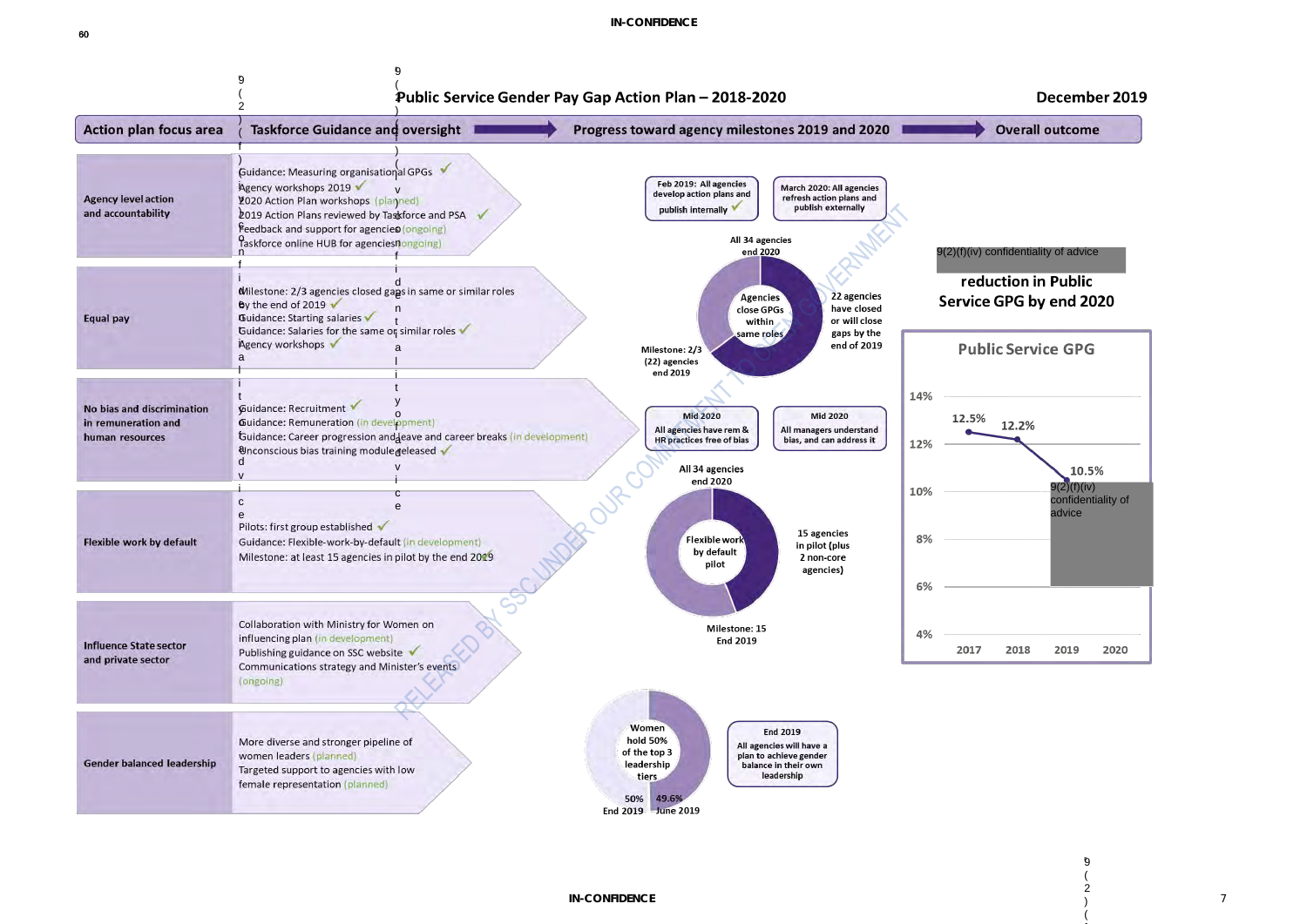# Public Service Gender Pay Gap Action Plan – 2018-2020

December 2019

**Action plan focus area** | **Taskforce Guidance and oversight** → **Progress toward agency milestones 2019 and 2020** → **Overall outcome**

## Agency level action and accountability

- Guidance: Measuring organisational GPGs ✓
- Agency workshops 2019 ✓
- 2020 Action Plan workshops (planned)
- 2019 Action Plans reviewed by Taskforce and PSA ✓
- Feedback and support for agencies (ongoing)
- Taskforce online HUB for agencies (ongoing)

Feb 2019: All agencies develop action plans and publish internally ✓

March 2020: All agencies refresh action plans and publish externally

## Equal pay

- Milestone: 2/3 agencies closed gaps in same or similar roles by the end of 2019 ✓
- Guidance: Starting salaries ✓
- Guidance: Salaries for the same or similar roles ✓
- Agency workshops ✓

All 34 agencies end 2020

Agencies close GPGs within same roles

22 agencies have closed or will close gaps by the end of 2019

Milestone: 2/3 (22) agencies end 2019

## No bias and discrimination in remuneration and human resources

- Guidance: Recruitment ✓
- Guidance: Remuneration (in development)
- Guidance: Career progression and leave and career breaks (in development)
- Unconscious bias training module released ✓

Mid 2020: All agencies have rem & HR practices free of bias

Mid 2020: All managers understand bias, and can address it

## Flexible work by default

- Pilots: first group established ✓
- Guidance: Flexible-work-by-default (in development)
- Milestone: at least 15 agencies in pilot by the end 2019 ✓

All 34 agencies end 2020

Flexible work by default pilot

15 agencies in pilot (plus 2 non-core agencies)

Milestone: 15 End 2019

## Influence State sector and private sector

- Collaboration with Ministry for Women on influencing plan (in development)
- Publishing guidance on SSC website ✓
- Communications strategy and Minister's events (ongoing)

## Gender balanced leadership

- More diverse and stronger pipeline of women leaders (planned)
- Targeted support to agencies with low female representation (planned)

Women hold 50% of the top 3 leadership tiers

50% End 2019

49.6% June 2019

End 2019: All agencies will have a plan to achieve gender balance in their own leadership

## Overall outcome

9(2)(f)(iv) confidentiality of advice

reduction in Public Service GPG by end 2020

Public Service GPG

14%
12%
10%
8%
6%
4%

2017
2018
2019
2020

12.5%
12.2%
10.5%

9(2)(f)(iv) confidentiality of advice

RELEASED BY SSC UNDER OUR COMMITMENT TO OPEN GOVERNMENT